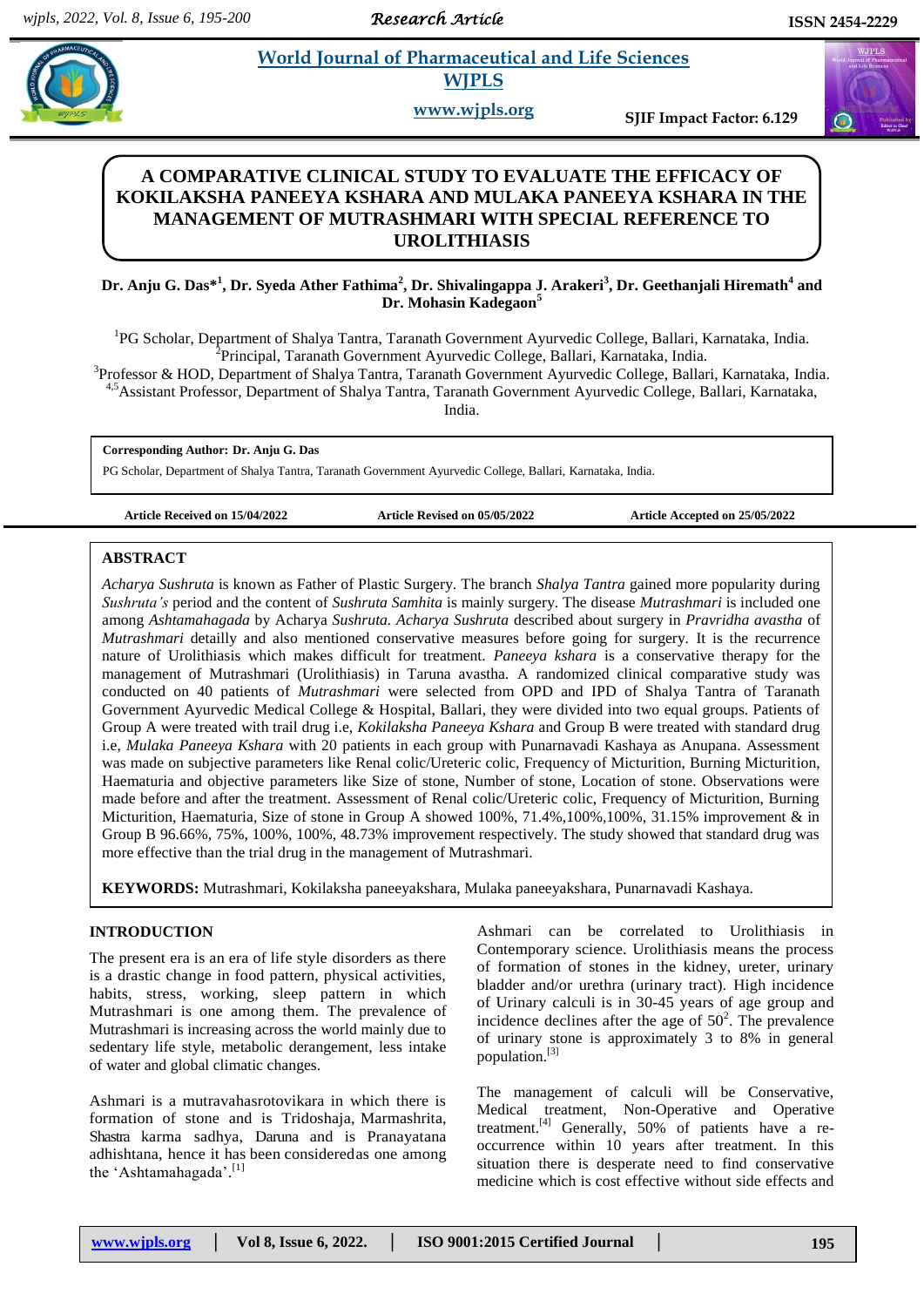# A COMPARATIVE CLINICAL STUDY TO EVALUATE THE EFFICACY OF KOKILAKSHA PANEEYA KSHARA AND MULAKA PANEEYA KSHARA IN THE MANAGEMENT OF MUTRASHMARI WITH SPECIAL REFERENCE TO UROLITHIASIS

**Dr. Anju G. Das*[1], Dr. Syeda Ather Fathima[2], Dr. Shivalingappa J. Arakeri[3], Dr. Geethanjali Hiremath[4] and Dr. Mohasin Kadegaon[5]**

[1]PG Scholar, Department of Shalya Tantra, Taranath Government Ayurvedic College, Ballari, Karnataka, India.
[2]Principal, Taranath Government Ayurvedic College, Ballari, Karnataka, India.
[3]Professor & HOD, Department of Shalya Tantra, Taranath Government Ayurvedic College, Ballari, Karnataka, India.
[4,5]Assistant Professor, Department of Shalya Tantra, Taranath Government Ayurvedic College, Ballari, Karnataka, India.

**Corresponding Author: Dr. Anju G. Das**
PG Scholar, Department of Shalya Tantra, Taranath Government Ayurvedic College, Ballari, Karnataka, India.

**Article Received on 15/04/2022** **Article Revised on 05/05/2022** **Article Accepted on 25/05/2022**

## ABSTRACT

*Acharya Sushruta* is known as Father of Plastic Surgery. The branch *Shalya Tantra* gained more popularity during *Sushruta's* period and the content of *Sushruta Samhita* is mainly surgery. The disease *Mutrashmari* is included one among *Ashtamahagada* by Acharya *Sushruta*. *Acharya Sushruta* described about surgery in *Pravridha avastha* of *Mutrashmari* detailly and also mentioned conservative measures before going for surgery. It is the recurrence nature of Urolithiasis which makes difficult for treatment. *Paneeya kshara* is a conservative therapy for the management of Mutrashmari (Urolithiasis) in Taruna avastha. A randomized clinical comparative study was conducted on 40 patients of *Mutrashmari* were selected from OPD and IPD of Shalya Tantra of Taranath Government Ayurvedic Medical College & Hospital, Ballari, they were divided into two equal groups. Patients of Group A were treated with trail drug i.e, *Kokilaksha Paneeya Kshara* and Group B were treated with standard drug i.e, *Mulaka Paneeya Kshara* with 20 patients in each group with Punarnavadi Kashaya as Anupana. Assessment was made on subjective parameters like Renal colic/Ureteric colic, Frequency of Micturition, Burning Micturition, Haematuria and objective parameters like Size of stone, Number of stone, Location of stone. Observations were made before and after the treatment. Assessment of Renal colic/Ureteric colic, Frequency of Micturition, Burning Micturition, Haematuria, Size of stone in Group A showed 100%, 71.4%,100%,100%, 31.15% improvement & in Group B 96.66%, 75%, 100%, 100%, 48.73% improvement respectively. The study showed that standard drug was more effective than the trial drug in the management of Mutrashmari.

**KEYWORDS:** Mutrashmari, Kokilaksha paneeyakshara, Mulaka paneeyakshara, Punarnavadi Kashaya.

## INTRODUCTION

The present era is an era of life style disorders as there is a drastic change in food pattern, physical activities, habits, stress, working, sleep pattern in which Mutrashmari is one among them. The prevalence of Mutrashmari is increasing across the world mainly due to sedentary life style, metabolic derangement, less intake of water and global climatic changes.

Ashmari is a mutravahasrotovikara in which there is formation of stone and is Tridoshaja, Marmashrita, Shastra karma sadhya, Daruna and is Pranayatana adhishtana, hence it has been consideredas one among the 'Ashtamahagada'.[1]

Ashmari can be correlated to Urolithiasis in Contemporary science. Urolithiasis means the process of formation of stones in the kidney, ureter, urinary bladder and/or urethra (urinary tract). High incidence of Urinary calculi is in 30-45 years of age group and incidence declines after the age of $50^2$. The prevalence of urinary stone is approximately 3 to 8% in general population.[3]

The management of calculi will be Conservative, Medical treatment, Non-Operative and Operative treatment.[4] Generally, 50% of patients have a re-occurrence within 10 years after treatment. In this situation there is desperate need to find conservative medicine which is cost effective without side effects and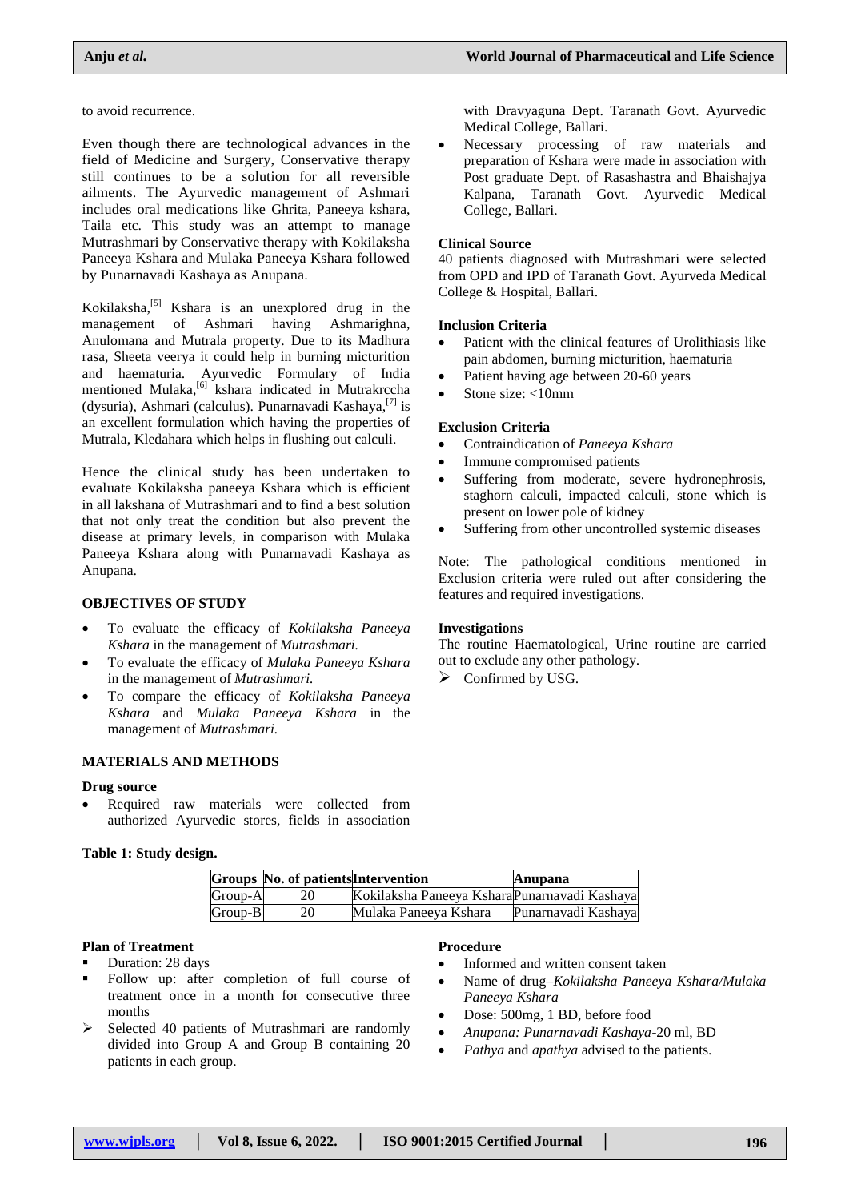to avoid recurrence.

Even though there are technological advances in the field of Medicine and Surgery, Conservative therapy still continues to be a solution for all reversible ailments. The Ayurvedic management of Ashmari includes oral medications like Ghrita, Paneeya kshara, Taila etc. This study was an attempt to manage Mutrashmari by Conservative therapy with Kokilaksha Paneeya Kshara and Mulaka Paneeya Kshara followed by Punarnavadi Kashaya as Anupana.

Kokilaksha,[5] Kshara is an unexplored drug in the management of Ashmari having Ashmarighna, Anulomana and Mutrala property. Due to its Madhura rasa, Sheeta veerya it could help in burning micturition and haematuria. Ayurvedic Formulary of India mentioned Mulaka,[6] kshara indicated in Mutrakrccha (dysuria), Ashmari (calculus). Punarnavadi Kashaya,[7] is an excellent formulation which having the properties of Mutrala, Kledahara which helps in flushing out calculi.

Hence the clinical study has been undertaken to evaluate Kokilaksha paneeya Kshara which is efficient in all lakshana of Mutrashmari and to find a best solution that not only treat the condition but also prevent the disease at primary levels, in comparison with Mulaka Paneeya Kshara along with Punarnavadi Kashaya as Anupana.

## OBJECTIVES OF STUDY

- To evaluate the efficacy of *Kokilaksha Paneeya Kshara* in the management of *Mutrashmari.*
- To evaluate the efficacy of *Mulaka Paneeya Kshara* in the management of *Mutrashmari.*
- To compare the efficacy of *Kokilaksha Paneeya Kshara* and *Mulaka Paneeya Kshara* in the management of *Mutrashmari.*

## MATERIALS AND METHODS

### Drug source

- Required raw materials were collected from authorized Ayurvedic stores, fields in association with Dravyaguna Dept. Taranath Govt. Ayurvedic Medical College, Ballari.
- Necessary processing of raw materials and preparation of Kshara were made in association with Post graduate Dept. of Rasashastra and Bhaishajya Kalpana, Taranath Govt. Ayurvedic Medical College, Ballari.

### Clinical Source

40 patients diagnosed with Mutrashmari were selected from OPD and IPD of Taranath Govt. Ayurveda Medical College & Hospital, Ballari.

### Inclusion Criteria

- Patient with the clinical features of Urolithiasis like pain abdomen, burning micturition, haematuria
- Patient having age between 20-60 years
- Stone size: <10mm

### Exclusion Criteria

- Contraindication of *Paneeya Kshara*
- Immune compromised patients
- Suffering from moderate, severe hydronephrosis, staghorn calculi, impacted calculi, stone which is present on lower pole of kidney
- Suffering from other uncontrolled systemic diseases

Note: The pathological conditions mentioned in Exclusion criteria were ruled out after considering the features and required investigations.

### Investigations

The routine Haematological, Urine routine are carried out to exclude any other pathology.

- Confirmed by USG.

**Table 1: Study design.**

| Groups | No. of patients | Intervention | Anupana |
|---|---|---|---|
| Group-A | 20 | Kokilaksha Paneeya Kshara | Punarnavadi Kashaya |
| Group-B | 20 | Mulaka Paneeya Kshara | Punarnavadi Kashaya |

### Plan of Treatment

- Duration: 28 days
- Follow up: after completion of full course of treatment once in a month for consecutive three months
- Selected 40 patients of Mutrashmari are randomly divided into Group A and Group B containing 20 patients in each group.

### Procedure

- Informed and written consent taken
- Name of drug–*Kokilaksha Paneeya Kshara/Mulaka Paneeya Kshara*
- Dose: 500mg, 1 BD, before food
- *Anupana: Punarnavadi Kashaya*-20 ml, BD
- *Pathya* and *apathya* advised to the patients.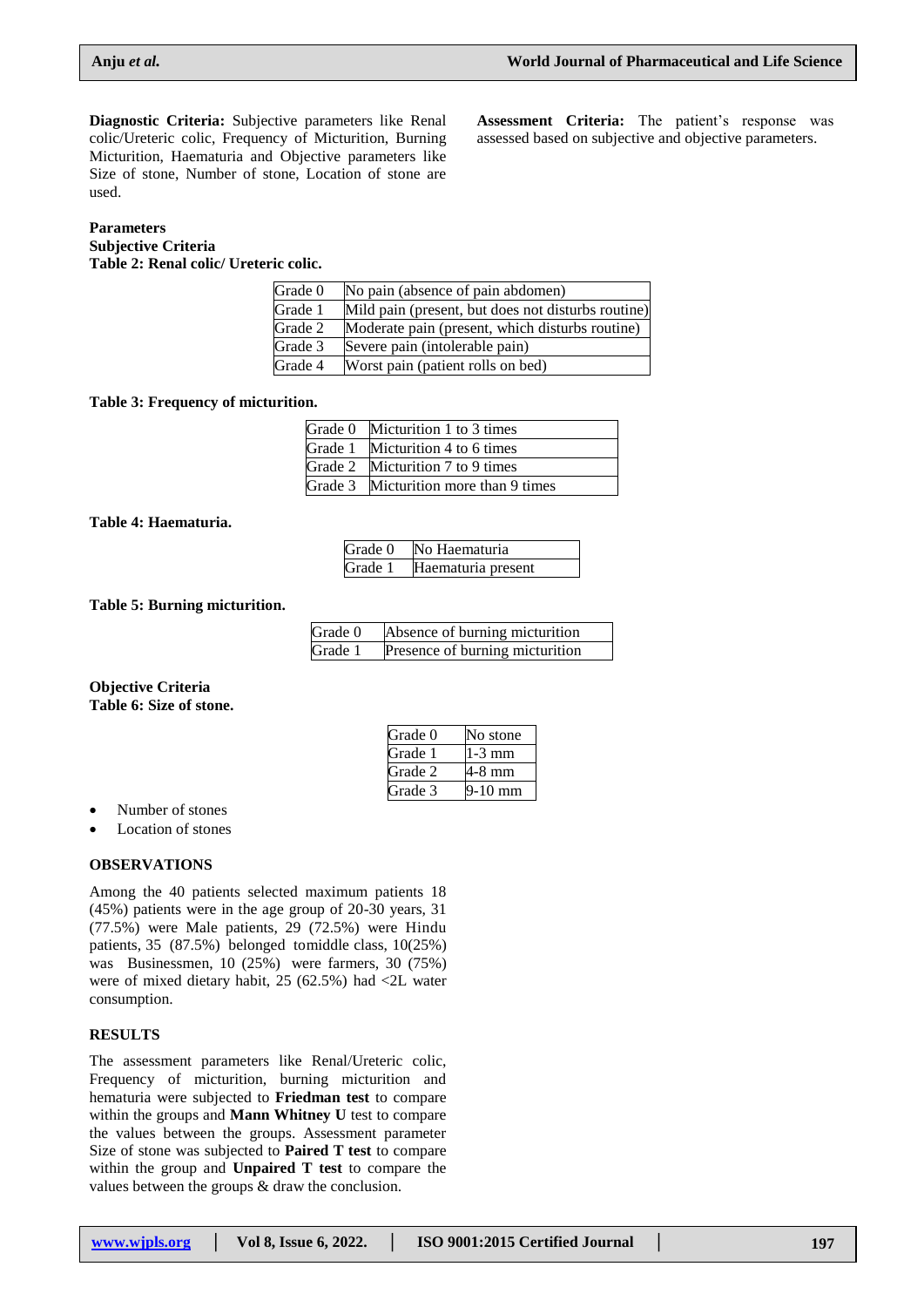**Diagnostic Criteria:** Subjective parameters like Renal colic/Ureteric colic, Frequency of Micturition, Burning Micturition, Haematuria and Objective parameters like Size of stone, Number of stone, Location of stone are used.

**Parameters**

**Subjective Criteria**

**Table 2: Renal colic/ Ureteric colic.**

| | |
|---|---|
| Grade 0 | No pain (absence of pain abdomen) |
| Grade 1 | Mild pain (present, but does not disturbs routine) |
| Grade 2 | Moderate pain (present, which disturbs routine) |
| Grade 3 | Severe pain (intolerable pain) |
| Grade 4 | Worst pain (patient rolls on bed) |

**Table 3: Frequency of micturition.**

| | |
|---|---|
| Grade 0 | Micturition 1 to 3 times |
| Grade 1 | Micturition 4 to 6 times |
| Grade 2 | Micturition 7 to 9 times |
| Grade 3 | Micturition more than 9 times |

**Table 4: Haematuria.**

| | |
|---|---|
| Grade 0 | No Haematuria |
| Grade 1 | Haematuria present |

**Table 5: Burning micturition.**

| | |
|---|---|
| Grade 0 | Absence of burning micturition |
| Grade 1 | Presence of burning micturition |

**Objective Criteria**

**Table 6: Size of stone.**

| | |
|---|---|
| Grade 0 | No stone |
| Grade 1 | 1-3 mm |
| Grade 2 | 4-8 mm |
| Grade 3 | 9-10 mm |

- Number of stones
- Location of stones

## OBSERVATIONS

Among the 40 patients selected maximum patients 18 (45%) patients were in the age group of 20-30 years, 31 (77.5%) were Male patients, 29 (72.5%) were Hindu patients, 35 (87.5%) belonged tomiddle class, 10(25%) was Businessmen, 10 (25%) were farmers, 30 (75%) were of mixed dietary habit, 25 (62.5%) had <2L water consumption.

## RESULTS

The assessment parameters like Renal/Ureteric colic, Frequency of micturition, burning micturition and hematuria were subjected to **Friedman test** to compare within the groups and **Mann Whitney U** test to compare the values between the groups. Assessment parameter Size of stone was subjected to **Paired T test** to compare within the group and **Unpaired T test** to compare the values between the groups & draw the conclusion.

**Assessment Criteria:** The patient's response was assessed based on subjective and objective parameters.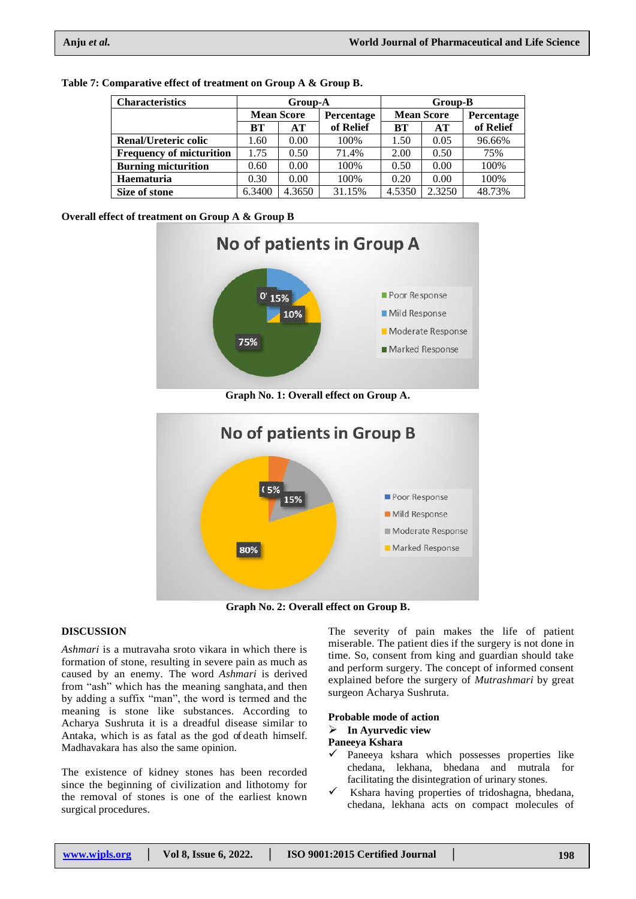**Table 7: Comparative effect of treatment on Group A & Group B.**

| Characteristics | Group-A | | | Group-B | | |
|---|---|---|---|---|---|---|
| | Mean Score | | Percentage of Relief | Mean Score | | Percentage of Relief |
| | BT | AT | | BT | AT | |
| **Renal/Ureteric colic** | 1.60 | 0.00 | 100% | 1.50 | 0.05 | 96.66% |
| **Frequency of micturition** | 1.75 | 0.50 | 71.4% | 2.00 | 0.50 | 75% |
| **Burning micturition** | 0.60 | 0.00 | 100% | 0.50 | 0.00 | 100% |
| **Haematuria** | 0.30 | 0.00 | 100% | 0.20 | 0.00 | 100% |
| **Size of stone** | 6.3400 | 4.3650 | 31.15% | 4.5350 | 2.3250 | 48.73% |

**Overall effect of treatment on Group A & Group B**

**Graph No. 1: Overall effect on Group A.**

**Graph No. 2: Overall effect on Group B.**

## DISCUSSION

*Ashmari* is a mutravaha sroto vikara in which there is formation of stone, resulting in severe pain as much as caused by an enemy. The word *Ashmari* is derived from "ash" which has the meaning sanghata, and then by adding a suffix "man", the word is termed and the meaning is stone like substances. According to Acharya Sushruta it is a dreadful disease similar to Antaka, which is as fatal as the god of death himself. Madhavakara has also the same opinion.

The existence of kidney stones has been recorded since the beginning of civilization and lithotomy for the removal of stones is one of the earliest known surgical procedures.

The severity of pain makes the life of patient miserable. The patient dies if the surgery is not done in time. So, consent from king and guardian should take and perform surgery. The concept of informed consent explained before the surgery of *Mutrashmari* by great surgeon Acharya Sushruta.

**Probable mode of action**

- **In Ayurvedic view**

**Paneeya Kshara**

- Paneeya kshara which possesses properties like chedana, lekhana, bhedana and mutrala for facilitating the disintegration of urinary stones.
- Kshara having properties of tridoshagna, bhedana, chedana, lekhana acts on compact molecules of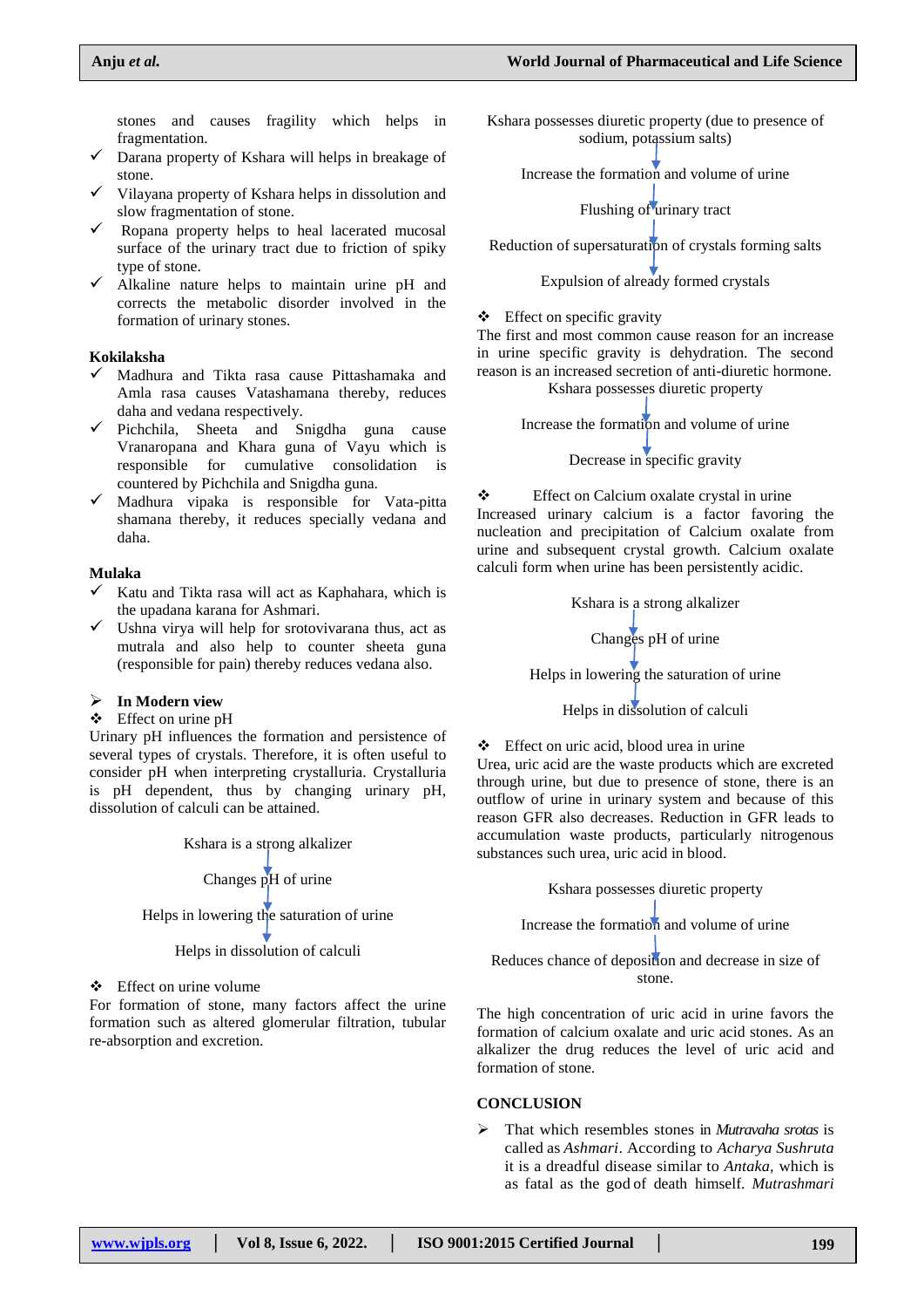stones and causes fragility which helps in fragmentation.

- ✓ Darana property of Kshara will helps in breakage of stone.
- ✓ Vilayana property of Kshara helps in dissolution and slow fragmentation of stone.
- ✓ Ropana property helps to heal lacerated mucosal surface of the urinary tract due to friction of spiky type of stone.
- ✓ Alkaline nature helps to maintain urine pH and corrects the metabolic disorder involved in the formation of urinary stones.

**Kokilaksha**

- ✓ Madhura and Tikta rasa cause Pittashamaka and Amla rasa causes Vatashamana thereby, reduces daha and vedana respectively.
- ✓ Pichchila, Sheeta and Snigdha guna cause Vranaropana and Khara guna of Vayu which is responsible for cumulative consolidation is countered by Pichchila and Snigdha guna.
- ✓ Madhura vipaka is responsible for Vata-pitta shamana thereby, it reduces specially vedana and daha.

**Mulaka**

- ✓ Katu and Tikta rasa will act as Kaphahara, which is the upadana karana for Ashmari.
- ✓ Ushna virya will help for srotovivarana thus, act as mutrala and also help to counter sheeta guna (responsible for pain) thereby reduces vedana also.

➢ **In Modern view**

❖ Effect on urine pH

Urinary pH influences the formation and persistence of several types of crystals. Therefore, it is often useful to consider pH when interpreting crystalluria. Crystalluria is pH dependent, thus by changing urinary pH, dissolution of calculi can be attained.

Kshara is a strong alkalizer
↓
Changes pH of urine
↓
Helps in lowering the saturation of urine
↓
Helps in dissolution of calculi

❖ Effect on urine volume

For formation of stone, many factors affect the urine formation such as altered glomerular filtration, tubular re-absorption and excretion.

Kshara possesses diuretic property (due to presence of sodium, potassium salts)
↓
Increase the formation and volume of urine
↓
Flushing of urinary tract
↓
Reduction of supersaturation of crystals forming salts
↓
Expulsion of already formed crystals

❖ Effect on specific gravity

The first and most common cause reason for an increase in urine specific gravity is dehydration. The second reason is an increased secretion of anti-diuretic hormone.

Kshara possesses diuretic property
↓
Increase the formation and volume of urine
↓
Decrease in specific gravity

❖ Effect on Calcium oxalate crystal in urine

Increased urinary calcium is a factor favoring the nucleation and precipitation of Calcium oxalate from urine and subsequent crystal growth. Calcium oxalate calculi form when urine has been persistently acidic.

Kshara is a strong alkalizer
↓
Changes pH of urine
↓
Helps in lowering the saturation of urine
↓
Helps in dissolution of calculi

❖ Effect on uric acid, blood urea in urine

Urea, uric acid are the waste products which are excreted through urine, but due to presence of stone, there is an outflow of urine in urinary system and because of this reason GFR also decreases. Reduction in GFR leads to accumulation waste products, particularly nitrogenous substances such urea, uric acid in blood.

Kshara possesses diuretic property
↓
Increase the formation and volume of urine
↓
Reduces chance of deposition and decrease in size of stone.

The high concentration of uric acid in urine favors the formation of calcium oxalate and uric acid stones. As an alkalizer the drug reduces the level of uric acid and formation of stone.

## CONCLUSION

➢ That which resembles stones in *Mutravaha srotas* is called as *Ashmari*. According to *Acharya Sushruta* it is a dreadful disease similar to *Antaka*, which is as fatal as the god of death himself. *Mutrashmari*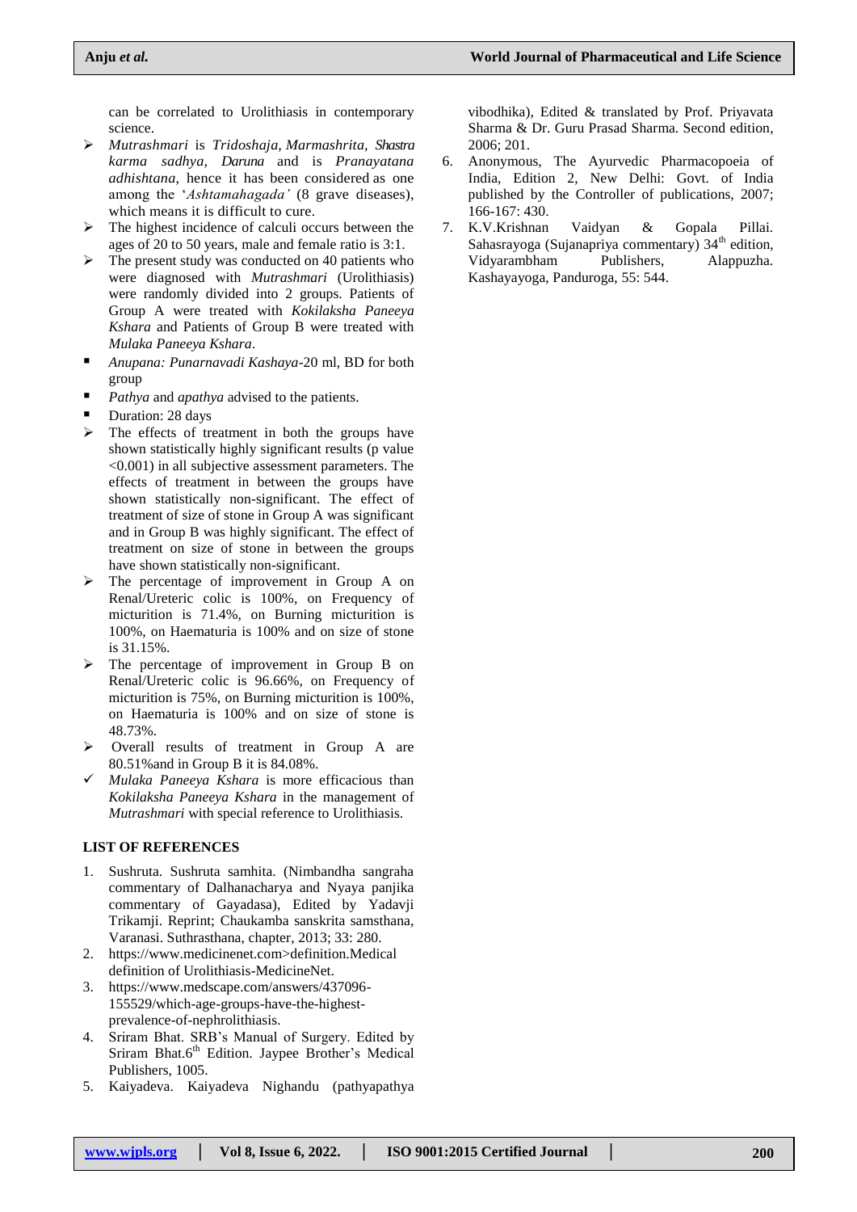can be correlated to Urolithiasis in contemporary science.

- *Mutrashmari* is *Tridoshaja, Marmashrita, Shastra karma sadhya, Daruna* and is *Pranayatana adhishtana*, hence it has been considered as one among the '*Ashtamahagada'* (8 grave diseases), which means it is difficult to cure.
- The highest incidence of calculi occurs between the ages of 20 to 50 years, male and female ratio is 3:1.
- The present study was conducted on 40 patients who were diagnosed with *Mutrashmari* (Urolithiasis) were randomly divided into 2 groups. Patients of Group A were treated with *Kokilaksha Paneeya Kshara* and Patients of Group B were treated with *Mulaka Paneeya Kshara*.
  - *Anupana: Punarnavadi Kashaya*-20 ml, BD for both group
  - *Pathya* and *apathya* advised to the patients.
  - Duration: 28 days
- The effects of treatment in both the groups have shown statistically highly significant results (p value <0.001) in all subjective assessment parameters. The effects of treatment in between the groups have shown statistically non-significant. The effect of treatment of size of stone in Group A was significant and in Group B was highly significant. The effect of treatment on size of stone in between the groups have shown statistically non-significant.
- The percentage of improvement in Group A on Renal/Ureteric colic is 100%, on Frequency of micturition is 71.4%, on Burning micturition is 100%, on Haematuria is 100% and on size of stone is 31.15%.
- The percentage of improvement in Group B on Renal/Ureteric colic is 96.66%, on Frequency of micturition is 75%, on Burning micturition is 100%, on Haematuria is 100% and on size of stone is 48.73%.
- Overall results of treatment in Group A are 80.51%and in Group B it is 84.08%.
- ✓ *Mulaka Paneeya Kshara* is more efficacious than *Kokilaksha Paneeya Kshara* in the management of *Mutrashmari* with special reference to Urolithiasis.

## LIST OF REFERENCES

1. Sushruta. Sushruta samhita. (Nimbandha sangraha commentary of Dalhanacharya and Nyaya panjika commentary of Gayadasa), Edited by Yadavji Trikamji. Reprint; Chaukamba sanskrita samsthana, Varanasi. Suthrasthana, chapter, 2013; 33: 280.
2. https://www.medicinenet.com>definition.Medical definition of Urolithiasis-MedicineNet.
3. https://www.medscape.com/answers/437096-155529/which-age-groups-have-the-highest-prevalence-of-nephrolithiasis.
4. Sriram Bhat. SRB's Manual of Surgery. Edited by Sriram Bhat.6th Edition. Jaypee Brother's Medical Publishers, 1005.
5. Kaiyadeva. Kaiyadeva Nighandu (pathyapathya vibodhika), Edited & translated by Prof. Priyavata Sharma & Dr. Guru Prasad Sharma. Second edition, 2006; 201.
6. Anonymous, The Ayurvedic Pharmacopoeia of India, Edition 2, New Delhi: Govt. of India published by the Controller of publications, 2007; 166-167: 430.
7. K.V.Krishnan Vaidyan & Gopala Pillai. Sahasrayoga (Sujanapriya commentary) 34th edition, Vidyarambham Publishers, Alappuzha. Kashayayoga, Panduroga, 55: 544.